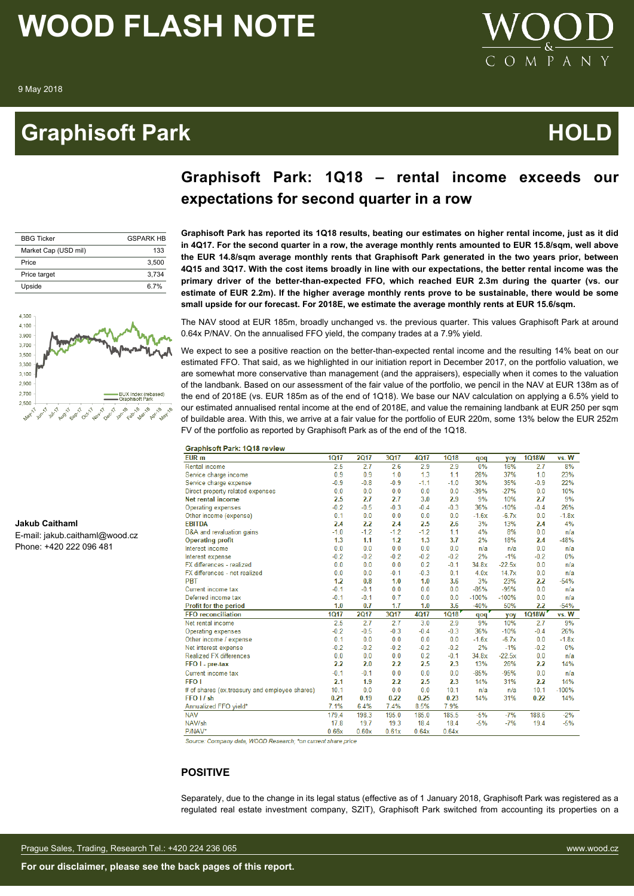# WOOD FLASH NOTE

9 May 2018

# Graphisoft Park — HOLD

## Graphisoft Park: 1Q18 – rental income exceeds our expectations for second quarter in a row

| BBG Ticker | GSPARK HB |
|---|---|
| Market Cap (USD mil) | 133 |
| Price | 3,500 |
| Price target | 3,734 |
| Upside | 6.7% |

**Jakub Caithaml**
E-mail: jakub.caithaml@wood.cz
Phone: +420 222 096 481

**Graphisoft Park has reported its 1Q18 results, beating our estimates on higher rental income, just as it did in 4Q17. For the second quarter in a row, the average monthly rents amounted to EUR 15.8/sqm, well above the EUR 14.8/sqm average monthly rents that Graphisoft Park generated in the two years prior, between 4Q15 and 3Q17. With the cost items broadly in line with our expectations, the better rental income was the primary driver of the better-than-expected FFO, which reached EUR 2.3m during the quarter (vs. our estimate of EUR 2.2m). If the higher average monthly rents prove to be sustainable, there would be some small upside for our forecast. For 2018E, we estimate the average monthly rents at EUR 15.6/sqm.**

The NAV stood at EUR 185m, broadly unchanged vs. the previous quarter. This values Graphisoft Park at around 0.64x P/NAV. On the annualised FFO yield, the company trades at a 7.9% yield.

We expect to see a positive reaction on the better-than-expected rental income and the resulting 14% beat on our estimated FFO. That said, as we highlighted in our initiation report in December 2017, on the portfolio valuation, we are somewhat more conservative than management (and the appraisers), especially when it comes to the valuation of the landbank. Based on our assessment of the fair value of the portfolio, we pencil in the NAV at EUR 138m as of the end of 2018E (vs. EUR 185m as of the end of 1Q18). We base our NAV calculation on applying a 6.5% yield to our estimated annualised rental income at the end of 2018E, and value the remaining landbank at EUR 250 per sqm of buildable area. With this, we arrive at a fair value for the portfolio of EUR 220m, some 13% below the EUR 252m FV of the portfolio as reported by Graphisoft Park as of the end of the 1Q18.

**Graphisoft Park: 1Q18 review**

| EUR m | 1Q17 | 2Q17 | 3Q17 | 4Q17 | 1Q18 | qoq | yoy | 1Q18W | vs. W |
|---|---|---|---|---|---|---|---|---|---|
| Rental income | 2.5 | 2.7 | 2.6 | 2.9 | 2.9 | 0% | 16% | 2.7 | 8% |
| Service charge income | 0.9 | 0.9 | 1.0 | 1.3 | 1.1 | 28% | 37% | 1.0 | 23% |
| Service charge expense | -0.9 | -0.8 | -0.9 | -1.1 | -1.0 | 30% | 35% | -0.9 | 22% |
| Direct property related expenses | 0.0 | 0.0 | 0.0 | 0.0 | 0.0 | -39% | -27% | 0.0 | 10% |
| **Net rental income** | **2.5** | **2.7** | **2.7** | **3.0** | **2.9** | 9% | 10% | **2.7** | 9% |
| Operating expenses | -0.2 | -0.5 | -0.3 | -0.4 | -0.3 | 36% | -10% | -0.4 | 26% |
| Other income (expense) | 0.1 | 0.0 | 0.0 | 0.0 | 0.0 | -1.6x | -6.7x | 0.0 | -1.8x |
| **EBITDA** | **2.4** | **2.2** | **2.4** | **2.5** | **2.6** | 3% | 13% | **2.4** | 4% |
| D&A and revaluation gains | -1.0 | -1.2 | -1.2 | -1.2 | 1.1 | 4% | 8% | 0.0 | n/a |
| **Operating profit** | **1.3** | **1.1** | **1.2** | **1.3** | **3.7** | 2% | 18% | **2.4** | -48% |
| Interest income | 0.0 | 0.0 | 0.0 | 0.0 | 0.0 | n/a | n/a | 0.0 | n/a |
| Interest expense | -0.2 | -0.2 | -0.2 | -0.2 | -0.2 | 2% | -1% | -0.2 | 0% |
| FX differences - realized | 0.0 | 0.0 | 0.0 | 0.2 | -0.1 | 34.8x | -22.5x | 0.0 | n/a |
| FX differences - not realized | 0.0 | 0.0 | -0.1 | -0.3 | 0.1 | 4.0x | 14.7x | 0.0 | n/a |
| PBT | **1.2** | **0.8** | **1.0** | **1.0** | **3.6** | 3% | 23% | **2.2** | -54% |
| Current income tax | -0.1 | -0.1 | 0.0 | 0.0 | 0.0 | -85% | -95% | 0.0 | n/a |
| Deferred income tax | -0.1 | -0.1 | 0.7 | 0.0 | 0.0 | -100% | -100% | 0.0 | n/a |
| **Profit for the period** | **1.0** | **0.7** | **1.7** | **1.0** | **3.6** | -40% | 50% | **2.2** | -54% |
| **FFO reconciliation** | **1Q17** | **2Q17** | **3Q17** | **4Q17** | **1Q18** | **qoq** | **yoy** | **1Q18W** | **vs. W** |
| Net rental income | 2.5 | 2.7 | 2.7 | 3.0 | 2.9 | 9% | 10% | 2.7 | 9% |
| Operating expenses | -0.2 | -0.5 | -0.3 | -0.4 | -0.3 | 36% | -10% | -0.4 | 26% |
| Other income / expense | 0.1 | 0.0 | 0.0 | 0.0 | 0.0 | -1.6x | -6.7x | 0.0 | -1.8x |
| Net interest expense | -0.2 | -0.2 | -0.2 | -0.2 | -0.2 | 2% | -1% | -0.2 | 0% |
| Realized FX differences | 0.0 | 0.0 | 0.0 | 0.2 | -0.1 | 34.8x | -22.5x | 0.0 | n/a |
| **FFO I - pre-tax** | **2.2** | **2.0** | **2.2** | **2.5** | **2.3** | 13% | 26% | **2.2** | 14% |
| Current income tax | -0.1 | -0.1 | 0.0 | 0.0 | 0.0 | -85% | -95% | 0.0 | n/a |
| **FFO I** | **2.1** | **1.9** | **2.2** | **2.5** | **2.3** | 14% | 31% | **2.2** | 14% |
| # of shares (ex.treasury and employee shares) | 10.1 | 0.0 | 0.0 | 0.0 | 10.1 | n/a | n/a | 10.1 | -100% |
| **FFO I / sh** | **0.21** | **0.19** | **0.22** | **0.25** | **0.23** | 14% | 31% | **0.22** | 14% |
| Annualized FFO yield* | 7.1% | 6.4% | 7.4% | 8.5% | 7.9% | | | | |
| NAV | 179.4 | 198.3 | 195.0 | 185.0 | 185.5 | -5% | -7% | 188.6 | -2% |
| NAV/sh | 17.8 | 19.7 | 19.3 | 18.4 | 18.4 | -5% | -7% | 19.4 | -5% |
| P/NAV* | 0.66x | 0.60x | 0.61x | 0.64x | 0.64x | | | | |

*Source: Company data, WOOD Research; \*on current share price*

### POSITIVE

Separately, due to the change in its legal status (effective as of 1 January 2018, Graphisoft Park was registered as a regulated real estate investment company, SZIT), Graphisoft Park switched from accounting its properties on a

Prague Sales, Trading, Research Tel.: +420 224 236 065 www.wood.cz

**For our disclaimer, please see the back pages of this report.**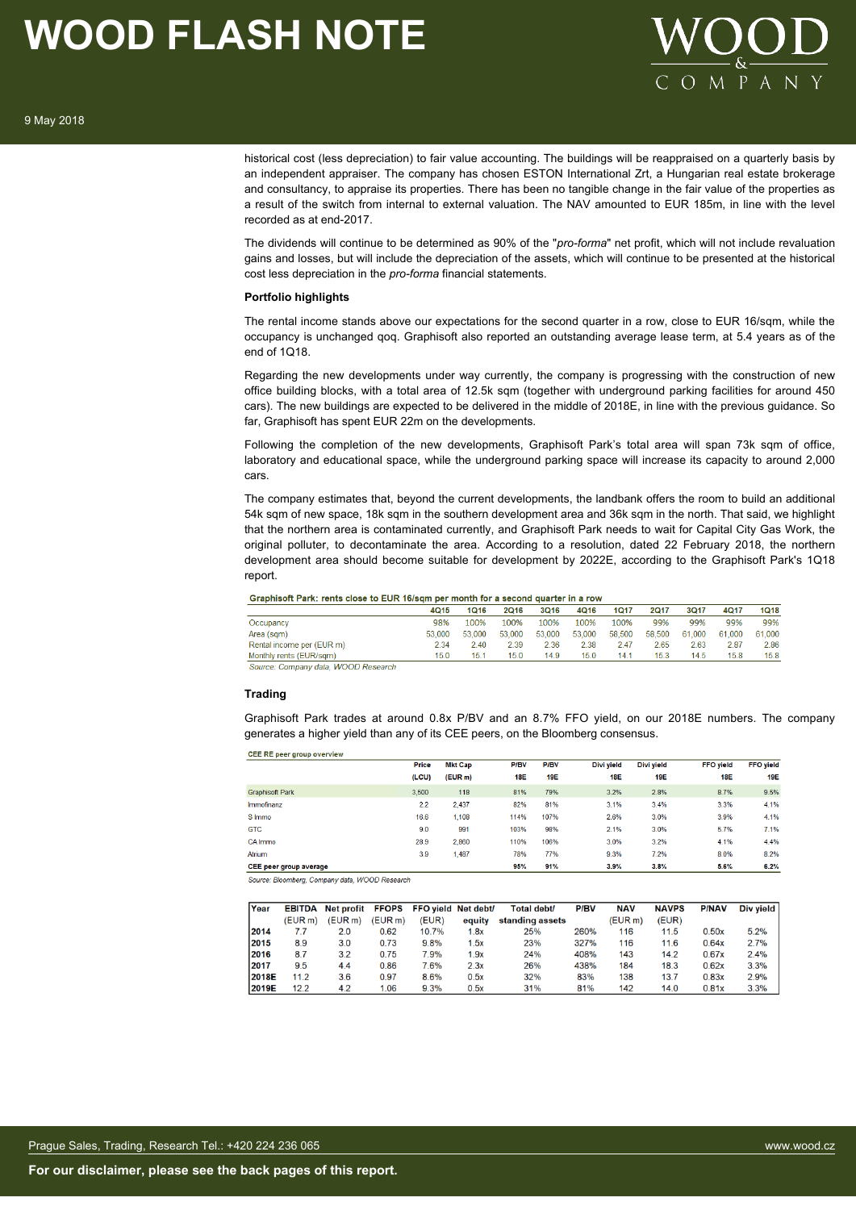historical cost (less depreciation) to fair value accounting. The buildings will be reappraised on a quarterly basis by an independent appraiser. The company has chosen ESTON International Zrt, a Hungarian real estate brokerage and consultancy, to appraise its properties. There has been no tangible change in the fair value of the properties as a result of the switch from internal to external valuation. The NAV amounted to EUR 185m, in line with the level recorded as at end-2017.

The dividends will continue to be determined as 90% of the "*pro-forma*" net profit, which will not include revaluation gains and losses, but will include the depreciation of the assets, which will continue to be presented at the historical cost less depreciation in the *pro-forma* financial statements.

**Portfolio highlights**

The rental income stands above our expectations for the second quarter in a row, close to EUR 16/sqm, while the occupancy is unchanged qoq. Graphisoft also reported an outstanding average lease term, at 5.4 years as of the end of 1Q18.

Regarding the new developments under way currently, the company is progressing with the construction of new office building blocks, with a total area of 12.5k sqm (together with underground parking facilities for around 450 cars). The new buildings are expected to be delivered in the middle of 2018E, in line with the previous guidance. So far, Graphisoft has spent EUR 22m on the developments.

Following the completion of the new developments, Graphisoft Park's total area will span 73k sqm of office, laboratory and educational space, while the underground parking space will increase its capacity to around 2,000 cars.

The company estimates that, beyond the current developments, the landbank offers the room to build an additional 54k sqm of new space, 18k sqm in the southern development area and 36k sqm in the north. That said, we highlight that the northern area is contaminated currently, and Graphisoft Park needs to wait for Capital City Gas Work, the original polluter, to decontaminate the area. According to a resolution, dated 22 February 2018, the northern development area should become suitable for development by 2022E, according to the Graphisoft Park's 1Q18 report.

**Graphisoft Park: rents close to EUR 16/sqm per month for a second quarter in a row**

| | 4Q15 | 1Q16 | 2Q16 | 3Q16 | 4Q16 | 1Q17 | 2Q17 | 3Q17 | 4Q17 | 1Q18 |
|---|---|---|---|---|---|---|---|---|---|---|
| Occupancy | 98% | 100% | 100% | 100% | 100% | 100% | 99% | 99% | 99% | 99% |
| Area (sqm) | 53,000 | 53,000 | 53,000 | 53,000 | 53,000 | 58,500 | 58,500 | 61,000 | 61,000 | 61,000 |
| Rental income per (EUR m) | 2.34 | 2.40 | 2.39 | 2.36 | 2.38 | 2.47 | 2.65 | 2.63 | 2.87 | 2.86 |
| Monthly rents (EUR/sqm) | 15.0 | 15.1 | 15.0 | 14.9 | 15.0 | 14.1 | 15.3 | 14.5 | 15.8 | 15.8 |

*Source: Company data, WOOD Research*

**Trading**

Graphisoft Park trades at around 0.8x P/BV and an 8.7% FFO yield, on our 2018E numbers. The company generates a higher yield than any of its CEE peers, on the Bloomberg consensus.

**CEE RE peer group overview**

| | Price (LCU) | Mkt Cap (EUR m) | P/BV 18E | P/BV 19E | Divi yield 18E | Divi yield 19E | FFO yield 18E | FFO yield 19E |
|---|---|---|---|---|---|---|---|---|
| Graphisoft Park | 3,500 | 118 | 81% | 79% | 3.2% | 2.8% | 8.7% | 9.5% |
| Immofinanz | 2.2 | 2,437 | 82% | 81% | 3.1% | 3.4% | 3.3% | 4.1% |
| S Immo | 16.6 | 1,108 | 114% | 107% | 2.8% | 3.0% | 3.9% | 4.1% |
| GTC | 9.0 | 991 | 103% | 98% | 2.1% | 3.0% | 5.7% | 7.1% |
| CA Immo | 28.9 | 2,860 | 110% | 106% | 3.0% | 3.2% | 3.1% | 4.4% |
| Atrium | 3.9 | 1,487 | 78% | 77% | 9.3% | 7.2% | 8.0% | 8.2% |
| **CEE peer group average** | | | **95%** | **91%** | **3.9%** | **3.8%** | **5.6%** | **6.2%** |

*Source: Bloomberg, Company data, WOOD Research*

| Year | EBITDA (EUR m) | Net profit (EUR m) | FFOPS (EUR m) | FFO yield (EUR) | Net debt/ equity | Total debt/ standing assets | P/BV | NAV (EUR m) | NAVPS (EUR) | P/NAV | Div yield |
|---|---|---|---|---|---|---|---|---|---|---|---|
| 2014 | 7.7 | 2.0 | 0.62 | 10.7% | 1.8x | 25% | 260% | 116 | 11.5 | 0.50x | 5.2% |
| 2015 | 8.9 | 3.0 | 0.73 | 9.8% | 1.5x | 23% | 327% | 116 | 11.6 | 0.64x | 2.7% |
| 2016 | 8.7 | 3.2 | 0.75 | 7.9% | 1.9x | 24% | 408% | 143 | 14.2 | 0.67x | 2.4% |
| 2017 | 9.5 | 4.4 | 0.86 | 7.6% | 2.3x | 26% | 438% | 184 | 18.3 | 0.62x | 3.3% |
| 2018E | 11.2 | 3.6 | 0.97 | 8.6% | 0.5x | 32% | 83% | 138 | 13.7 | 0.83x | 2.9% |
| 2019E | 12.2 | 4.2 | 1.06 | 9.3% | 0.5x | 31% | 81% | 142 | 14.0 | 0.81x | 3.3% |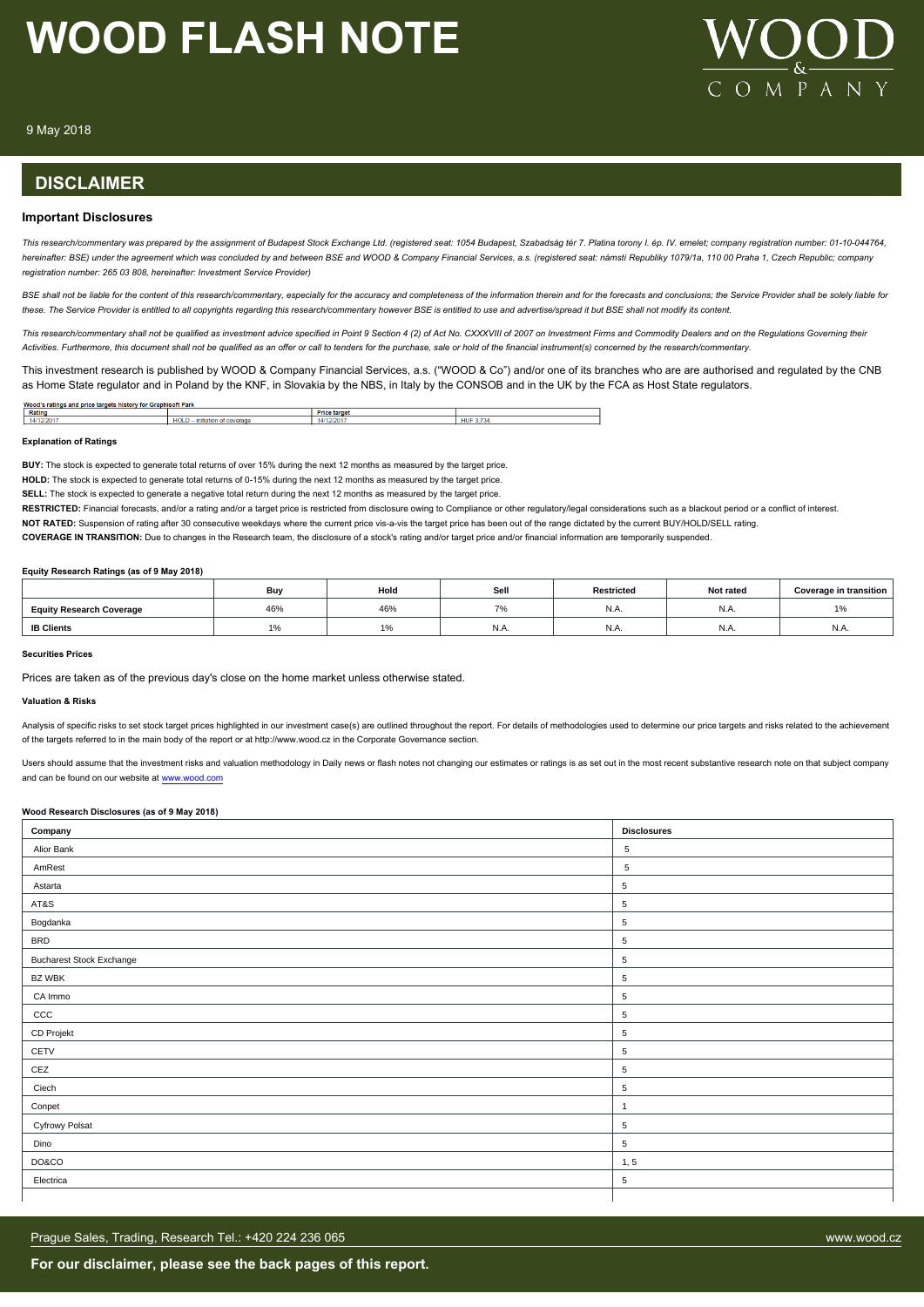## DISCLAIMER

### Important Disclosures

*This research/commentary was prepared by the assignment of Budapest Stock Exchange Ltd. (registered seat: 1054 Budapest, Szabadság tér 7. Platina torony I. ép. IV. emelet; company registration number: 01-10-044764, hereinafter: BSE) under the agreement which was concluded by and between BSE and WOOD & Company Financial Services, a.s. (registered seat: náměstí Republiky 1079/1a, 110 00 Praha 1, Czech Republic; company registration number: 265 03 808, hereinafter: Investment Service Provider)*

*BSE shall not be liable for the content of this research/commentary, especially for the accuracy and completeness of the information therein and for the forecasts and conclusions; the Service Provider shall be solely liable for these. The Service Provider is entitled to all copyrights regarding this research/commentary however BSE is entitled to use and advertise/spread it but BSE shall not modify its content.*

*This research/commentary shall not be qualified as investment advice specified in Point 9 Section 4 (2) of Act No. CXXXVIII of 2007 on Investment Firms and Commodity Dealers and on the Regulations Governing their Activities. Furthermore, this document shall not be qualified as an offer or call to tenders for the purchase, sale or hold of the financial instrument(s) concerned by the research/commentary.*

This investment research is published by WOOD & Company Financial Services, a.s. ("WOOD & Co") and/or one of its branches who are are authorised and regulated by the CNB as Home State regulator and in Poland by the KNF, in Slovakia by the NBS, in Italy by the CONSOB and in the UK by the FCA as Host State regulators.

**Wood's ratings and price targets history for Graphisoft Park**

| Rating | | Price target | |
|---|---|---|---|
| 14/12/2017 | HOLD – initiation of coverage | 14/12/2017 | HUF 3,734 |

**Explanation of Ratings**

**BUY:** The stock is expected to generate total returns of over 15% during the next 12 months as measured by the target price.

**HOLD:** The stock is expected to generate total returns of 0-15% during the next 12 months as measured by the target price.

**SELL:** The stock is expected to generate a negative total return during the next 12 months as measured by the target price.

**RESTRICTED:** Financial forecasts, and/or a rating and/or a target price is restricted from disclosure owing to Compliance or other regulatory/legal considerations such as a blackout period or a conflict of interest.

**NOT RATED:** Suspension of rating after 30 consecutive weekdays where the current price vis-a-vis the target price has been out of the range dictated by the current BUY/HOLD/SELL rating.

**COVERAGE IN TRANSITION:** Due to changes in the Research team, the disclosure of a stock's rating and/or target price and/or financial information are temporarily suspended.

**Equity Research Ratings (as of 9 May 2018)**

| | Buy | Hold | Sell | Restricted | Not rated | Coverage in transition |
|---|---|---|---|---|---|---|
| **Equity Research Coverage** | 46% | 46% | 7% | N.A. | N.A. | 1% |
| **IB Clients** | 1% | 1% | N.A. | N.A. | N.A. | N.A. |

**Securities Prices**

Prices are taken as of the previous day's close on the home market unless otherwise stated.

**Valuation & Risks**

Analysis of specific risks to set stock target prices highlighted in our investment case(s) are outlined throughout the report. For details of methodologies used to determine our price targets and risks related to the achievement of the targets referred to in the main body of the report or at http://www.wood.cz in the Corporate Governance section.

Users should assume that the investment risks and valuation methodology in Daily news or flash notes not changing our estimates or ratings is as set out in the most recent substantive research note on that subject company and can be found on our website at www.wood.com

**Wood Research Disclosures (as of 9 May 2018)**

| Company | Disclosures |
|---|---|
| Alior Bank | 5 |
| AmRest | 5 |
| Astarta | 5 |
| AT&S | 5 |
| Bogdanka | 5 |
| BRD | 5 |
| Bucharest Stock Exchange | 5 |
| BZ WBK | 5 |
| CA Immo | 5 |
| CCC | 5 |
| CD Projekt | 5 |
| CETV | 5 |
| CEZ | 5 |
| Ciech | 5 |
| Conpet | 1 |
| Cyfrowy Polsat | 5 |
| Dino | 5 |
| DO&CO | 1, 5 |
| Electrica | 5 |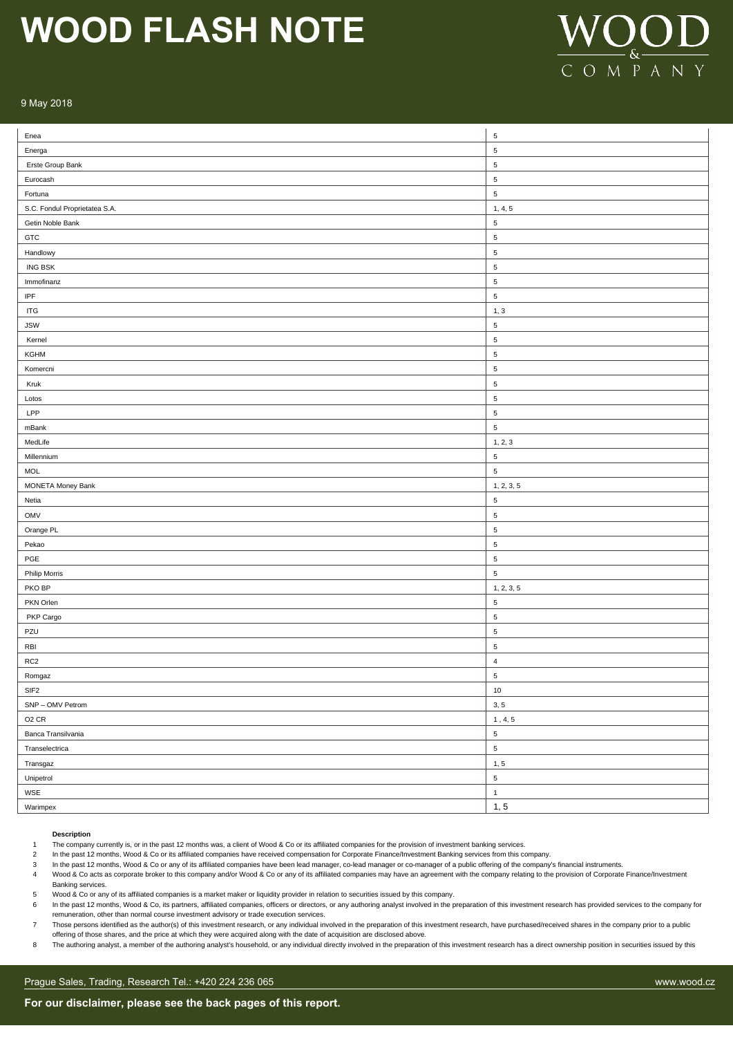| Company | Disclosures |
|---|---|
| Enea | 5 |
| Energa | 5 |
| Erste Group Bank | 5 |
| Eurocash | 5 |
| Fortuna | 5 |
| S.C. Fondul Proprietatea S.A. | 1, 4, 5 |
| Getin Noble Bank | 5 |
| GTC | 5 |
| Handlowy | 5 |
| ING BSK | 5 |
| Immofinanz | 5 |
| IPF | 5 |
| ITG | 1, 3 |
| JSW | 5 |
| Kernel | 5 |
| KGHM | 5 |
| Komercni | 5 |
| Kruk | 5 |
| Lotos | 5 |
| LPP | 5 |
| mBank | 5 |
| MedLife | 1, 2, 3 |
| Millennium | 5 |
| MOL | 5 |
| MONETA Money Bank | 1, 2, 3, 5 |
| Netia | 5 |
| OMV | 5 |
| Orange PL | 5 |
| Pekao | 5 |
| PGE | 5 |
| Philip Morris | 5 |
| PKO BP | 1, 2, 3, 5 |
| PKN Orlen | 5 |
| PKP Cargo | 5 |
| PZU | 5 |
| RBI | 5 |
| RC2 | 4 |
| Romgaz | 5 |
| SIF2 | 10 |
| SNP – OMV Petrom | 3, 5 |
| O2 CR | 1 , 4, 5 |
| Banca Transilvania | 5 |
| Transelectrica | 5 |
| Transgaz | 1, 5 |
| Unipetrol | 5 |
| WSE | 1 |
| Warimpex | 1, 5 |

**Description**

1. The company currently is, or in the past 12 months was, a client of Wood & Co or its affiliated companies for the provision of investment banking services.
2. In the past 12 months, Wood & Co or its affiliated companies have received compensation for Corporate Finance/Investment Banking services from this company.
3. In the past 12 months, Wood & Co or any of its affiliated companies have been lead manager, co-lead manager or co-manager of a public offering of the company's financial instruments.
4. Wood & Co acts as corporate broker to this company and/or Wood & Co or any of its affiliated companies may have an agreement with the company relating to the provision of Corporate Finance/Investment Banking services.
5. Wood & Co or any of its affiliated companies is a market maker or liquidity provider in relation to securities issued by this company.
6. In the past 12 months, Wood & Co, its partners, affiliated companies, officers or directors, or any authoring analyst involved in the preparation of this investment research has provided services to the company for remuneration, other than normal course investment advisory or trade execution services.
7. Those persons identified as the author(s) of this investment research, or any individual involved in the preparation of this investment research, have purchased/received shares in the company prior to a public offering of those shares, and the price at which they were acquired along with the date of acquisition are disclosed above.
8. The authoring analyst, a member of the authoring analyst's household, or any individual directly involved in the preparation of this investment research has a direct ownership position in securities issued by this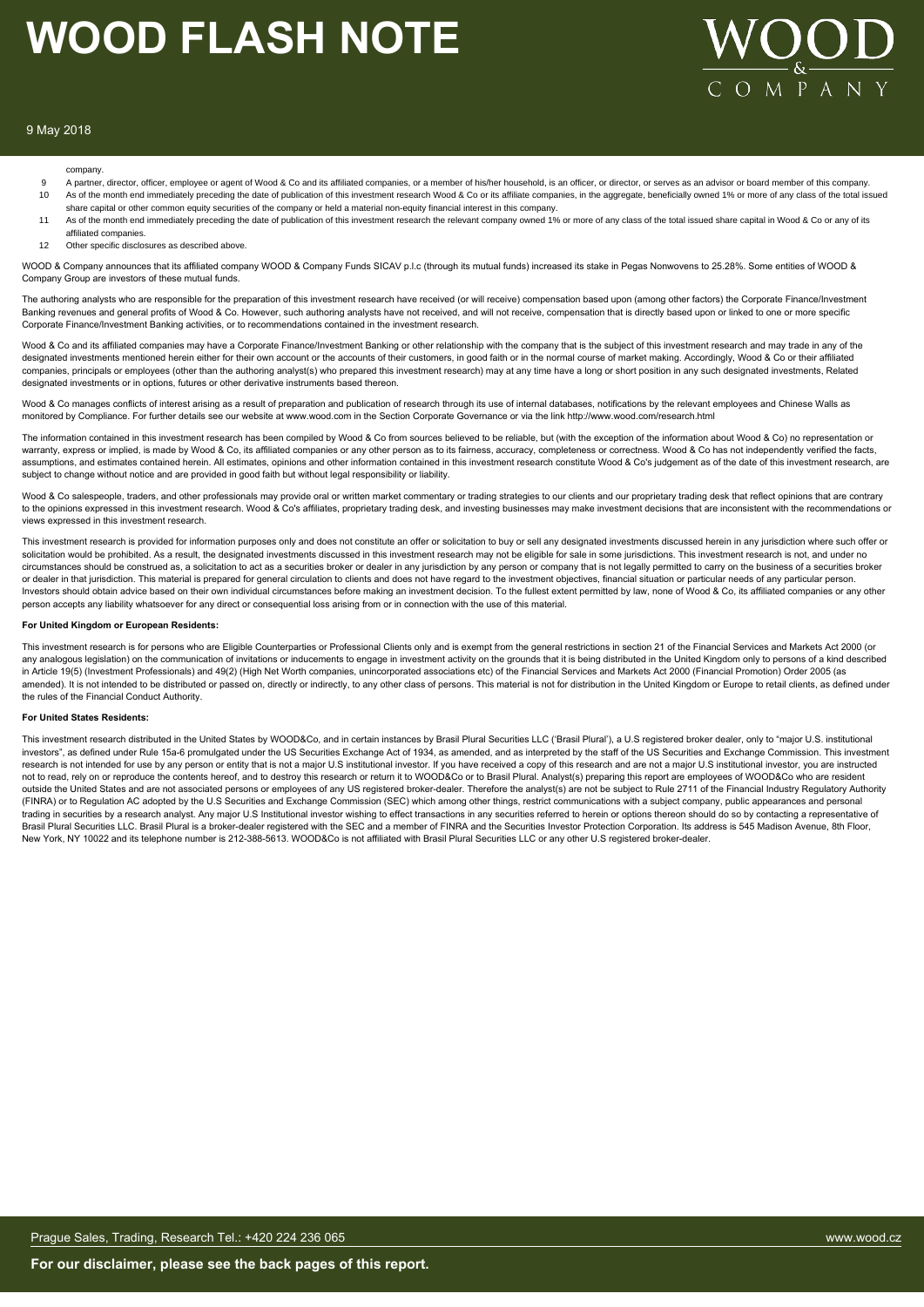company.

9 A partner, director, officer, employee or agent of Wood & Co and its affiliated companies, or a member of his/her household, is an officer, or director, or serves as an advisor or board member of this company.

10 As of the month end immediately preceding the date of publication of this investment research Wood & Co or its affiliate companies, in the aggregate, beneficially owned 1% or more of any class of the total issued share capital or other common equity securities of the company or held a material non-equity financial interest in this company.

11 As of the month end immediately preceding the date of publication of this investment research the relevant company owned 1% or more of any class of the total issued share capital in Wood & Co or any of its affiliated companies.

12 Other specific disclosures as described above.

WOOD & Company announces that its affiliated company WOOD & Company Funds SICAV p.l.c (through its mutual funds) increased its stake in Pegas Nonwovens to 25.28%. Some entities of WOOD & Company Group are investors of these mutual funds.

The authoring analysts who are responsible for the preparation of this investment research have received (or will receive) compensation based upon (among other factors) the Corporate Finance/Investment Banking revenues and general profits of Wood & Co. However, such authoring analysts have not received, and will not receive, compensation that is directly based upon or linked to one or more specific Corporate Finance/Investment Banking activities, or to recommendations contained in the investment research.

Wood & Co and its affiliated companies may have a Corporate Finance/Investment Banking or other relationship with the company that is the subject of this investment research and may trade in any of the designated investments mentioned herein either for their own account or the accounts of their customers, in good faith or in the normal course of market making. Accordingly, Wood & Co or their affiliated companies, principals or employees (other than the authoring analyst(s) who prepared this investment research) may at any time have a long or short position in any such designated investments, Related designated investments or in options, futures or other derivative instruments based thereon.

Wood & Co manages conflicts of interest arising as a result of preparation and publication of research through its use of internal databases, notifications by the relevant employees and Chinese Walls as monitored by Compliance. For further details see our website at www.wood.com in the Section Corporate Governance or via the link http://www.wood.com/research.html

The information contained in this investment research has been compiled by Wood & Co from sources believed to be reliable, but (with the exception of the information about Wood & Co) no representation or warranty, express or implied, is made by Wood & Co, its affiliated companies or any other person as to its fairness, accuracy, completeness or correctness. Wood & Co has not independently verified the facts, assumptions, and estimates contained herein. All estimates, opinions and other information contained in this investment research constitute Wood & Co's judgement as of the date of this investment research, are subject to change without notice and are provided in good faith but without legal responsibility or liability.

Wood & Co salespeople, traders, and other professionals may provide oral or written market commentary or trading strategies to our clients and our proprietary trading desk that reflect opinions that are contrary to the opinions expressed in this investment research. Wood & Co's affiliates, proprietary trading desk, and investing businesses may make investment decisions that are inconsistent with the recommendations or views expressed in this investment research.

This investment research is provided for information purposes only and does not constitute an offer or solicitation to buy or sell any designated investments discussed herein in any jurisdiction where such offer or solicitation would be prohibited. As a result, the designated investments discussed in this investment research may not be eligible for sale in some jurisdictions. This investment research is not, and under no circumstances should be construed as, a solicitation to act as a securities broker or dealer in any jurisdiction by any person or company that is not legally permitted to carry on the business of a securities broker or dealer in that jurisdiction. This material is prepared for general circulation to clients and does not have regard to the investment objectives, financial situation or particular needs of any particular person. Investors should obtain advice based on their own individual circumstances before making an investment decision. To the fullest extent permitted by law, none of Wood & Co, its affiliated companies or any other person accepts any liability whatsoever for any direct or consequential loss arising from or in connection with the use of this material.

**For United Kingdom or European Residents:**

This investment research is for persons who are Eligible Counterparties or Professional Clients only and is exempt from the general restrictions in section 21 of the Financial Services and Markets Act 2000 (or any analogous legislation) on the communication of invitations or inducements to engage in investment activity on the grounds that it is being distributed in the United Kingdom only to persons of a kind described in Article 19(5) (Investment Professionals) and 49(2) (High Net Worth companies, unincorporated associations etc) of the Financial Services and Markets Act 2000 (Financial Promotion) Order 2005 (as amended). It is not intended to be distributed or passed on, directly or indirectly, to any other class of persons. This material is not for distribution in the United Kingdom or Europe to retail clients, as defined under the rules of the Financial Conduct Authority.

**For United States Residents:**

This investment research distributed in the United States by WOOD&Co, and in certain instances by Brasil Plural Securities LLC ('Brasil Plural'), a U.S registered broker dealer, only to "major U.S. institutional investors", as defined under Rule 15a-6 promulgated under the US Securities Exchange Act of 1934, as amended, and as interpreted by the staff of the US Securities and Exchange Commission. This investment research is not intended for use by any person or entity that is not a major U.S institutional investor. If you have received a copy of this research and are not a major U.S institutional investor, you are instructed not to read, rely on or reproduce the contents hereof, and to destroy this research or return it to WOOD&Co or to Brasil Plural. Analyst(s) preparing this report are employees of WOOD&Co who are resident outside the United States and are not associated persons or employees of any US registered broker-dealer. Therefore the analyst(s) are not be subject to Rule 2711 of the Financial Industry Regulatory Authority (FINRA) or to Regulation AC adopted by the U.S Securities and Exchange Commission (SEC) which among other things, restrict communications with a subject company, public appearances and personal trading in securities by a research analyst. Any major U.S Institutional investor wishing to effect transactions in any securities referred to herein or options thereon should do so by contacting a representative of Brasil Plural Securities LLC. Brasil Plural is a broker-dealer registered with the SEC and a member of FINRA and the Securities Investor Protection Corporation. Its address is 545 Madison Avenue, 8th Floor, New York, NY 10022 and its telephone number is 212-388-5613. WOOD&Co is not affiliated with Brasil Plural Securities LLC or any other U.S registered broker-dealer.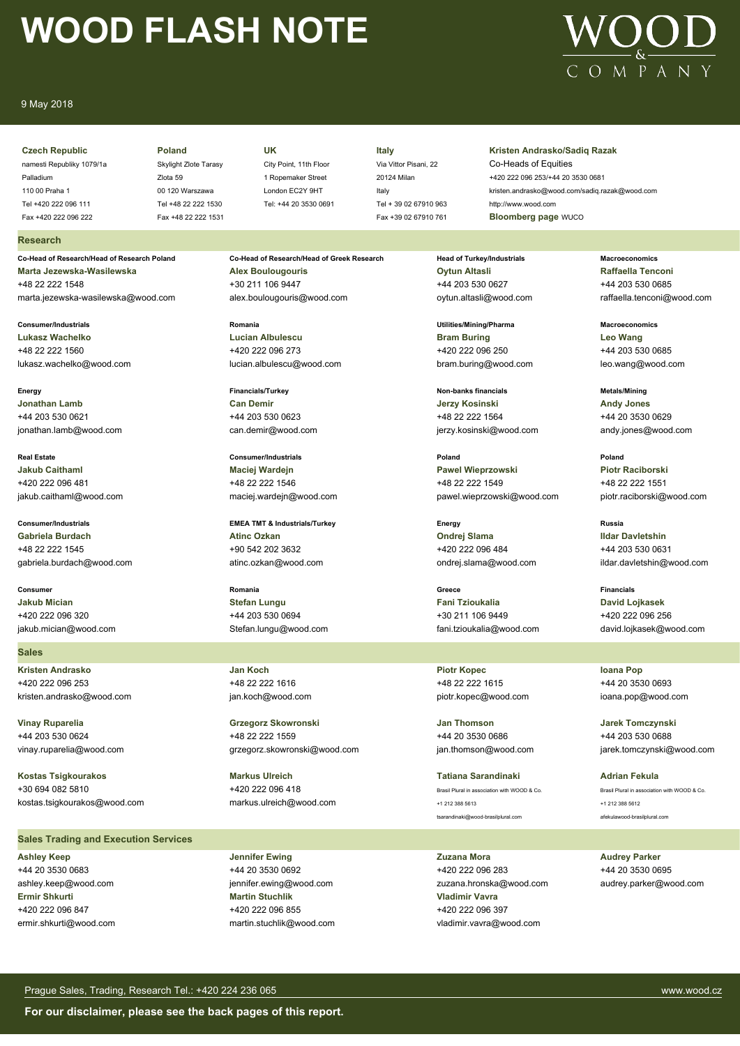# WOOD FLASH NOTE

9 May 2018

WOOD & COMPANY

**Czech Republic**
namesti Republiky 1079/1a
Palladium
110 00 Praha 1
Tel +420 222 096 111
Fax +420 222 096 222

**Poland**
Skylight Zlote Tarasy
Zlota 59
00 120 Warszawa
Tel +48 22 222 1530
Fax +48 22 222 1531

**UK**
City Point, 11th Floor
1 Ropemaker Street
London EC2Y 9HT
Tel: +44 20 3530 0691

**Italy**
Via Vittor Pisani, 22
20124 Milan
Italy
Tel + 39 02 67910 963
Fax +39 02 67910 761

**Kristen Andrasko/Sadiq Razak**
Co-Heads of Equities
+420 222 096 253/+44 20 3530 0681
kristen.andrasko@wood.com/sadiq.razak@wood.com
http://www.wood.com
**Bloomberg page** WUCO

## Research

**Co-Head of Research/Head of Research Poland**
**Marta Jezewska-Wasilewska**
+48 22 222 1548
marta.jezewska-wasilewska@wood.com

**Co-Head of Research/Head of Greek Research**
**Alex Boulougouris**
+30 211 106 9447
alex.boulougouris@wood.com

**Head of Turkey/Industrials**
**Oytun Altasli**
+44 203 530 0627
oytun.altasli@wood.com

**Macroeconomics**
**Raffaella Tenconi**
+44 203 530 0685
raffaella.tenconi@wood.com

**Consumer/Industrials**
**Lukasz Wachelko**
+48 22 222 1560
lukasz.wachelko@wood.com

**Romania**
**Lucian Albulescu**
+420 222 096 273
lucian.albulescu@wood.com

**Utilities/Mining/Pharma**
**Bram Buring**
+420 222 096 250
bram.buring@wood.com

**Macroeconomics**
**Leo Wang**
+44 203 530 0685
leo.wang@wood.com

**Energy**
**Jonathan Lamb**
+44 203 530 0621
jonathan.lamb@wood.com

**Financials/Turkey**
**Can Demir**
+44 203 530 0623
can.demir@wood.com

**Non-banks financials**
**Jerzy Kosinski**
+48 22 222 1564
jerzy.kosinski@wood.com

**Metals/Mining**
**Andy Jones**
+44 20 3530 0629
andy.jones@wood.com

**Real Estate**
**Jakub Caithaml**
+420 222 096 481
jakub.caithaml@wood.com

**Consumer/Industrials**
**Maciej Wardejn**
+48 22 222 1546
maciej.wardejn@wood.com

**Poland**
**Pawel Wieprzowski**
+48 22 222 1549
pawel.wieprzowski@wood.com

**Poland**
**Piotr Raciborski**
+48 22 222 1551
piotr.raciborski@wood.com

**Consumer/Industrials**
**Gabriela Burdach**
+48 22 222 1545
gabriela.burdach@wood.com

**EMEA TMT & Industrials/Turkey**
**Atinc Ozkan**
+90 542 202 3632
atinc.ozkan@wood.com

**Energy**
**Ondrej Slama**
+420 222 096 484
ondrej.slama@wood.com

**Russia**
**Ildar Davletshin**
+44 203 530 0631
ildar.davletshin@wood.com

**Consumer**
**Jakub Mician**
+420 222 096 320
jakub.mician@wood.com

**Romania**
**Stefan Lungu**
+44 203 530 0694
Stefan.lungu@wood.com

**Greece**
**Fani Tzioukalia**
+30 211 106 9449
fani.tzioukalia@wood.com

**Financials**
**David Lojkasek**
+420 222 096 256
david.lojkasek@wood.com

## Sales

**Kristen Andrasko**
+420 222 096 253
kristen.andrasko@wood.com

**Jan Koch**
+48 22 222 1616
jan.koch@wood.com

**Piotr Kopec**
+48 22 222 1615
piotr.kopec@wood.com

**Ioana Pop**
+44 20 3530 0693
ioana.pop@wood.com

**Vinay Ruparelia**
+44 203 530 0624
vinay.ruparelia@wood.com

**Grzegorz Skowronski**
+48 22 222 1559
grzegorz.skowronski@wood.com

**Jan Thomson**
+44 20 3530 0686
jan.thomson@wood.com

**Jarek Tomczynski**
+44 203 530 0688
jarek.tomczynski@wood.com

**Kostas Tsigkourakos**
+30 694 082 5810
kostas.tsigkourakos@wood.com

**Markus Ulreich**
+420 222 096 418
markus.ulreich@wood.com

**Tatiana Sarandinaki**
Brasil Plural in association with WOOD & Co.
+1 212 388 5613
tsarandinaki@wood-brasilplural.com

**Adrian Fekula**
Brasil Plural in association with WOOD & Co.
+1 212 388 5612
afekulawood-brasilplural.com

## Sales Trading and Execution Services

**Ashley Keep**
+44 20 3530 0683
ashley.keep@wood.com

**Ermir Shkurti**
+420 222 096 847
ermir.shkurti@wood.com

**Jennifer Ewing**
+44 20 3530 0692
jennifer.ewing@wood.com

**Martin Stuchlik**
+420 222 096 855
martin.stuchlik@wood.com

**Zuzana Mora**
+420 222 096 283
zuzana.hronska@wood.com

**Vladimir Vavra**
+420 222 096 397
vladimir.vavra@wood.com

**Audrey Parker**
+44 20 3530 0695
audrey.parker@wood.com

Prague Sales, Trading, Research Tel.: +420 224 236 065

www.wood.cz

**For our disclaimer, please see the back pages of this report.**